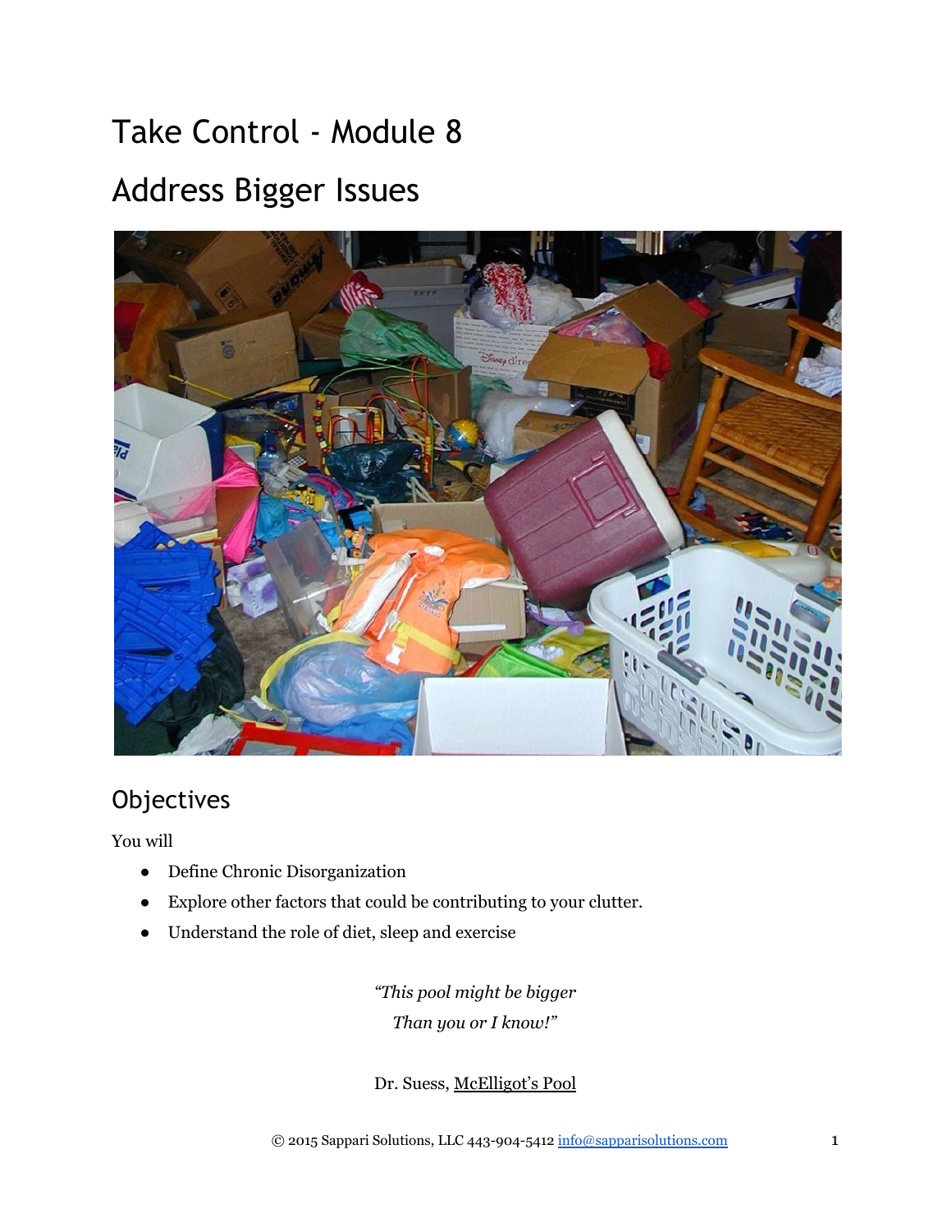# Take Control - Module 8

# Address Bigger Issues

## Objectives

You will

- Define Chronic Disorganization
- Explore other factors that could be contributing to your clutter.
- Understand the role of diet, sleep and exercise

*"This pool might be bigger*
*Than you or I know!"*

Dr. Suess, McElligot's Pool

© 2015 Sappari Solutions, LLC 443-904-5412 info@sapparisolutions.com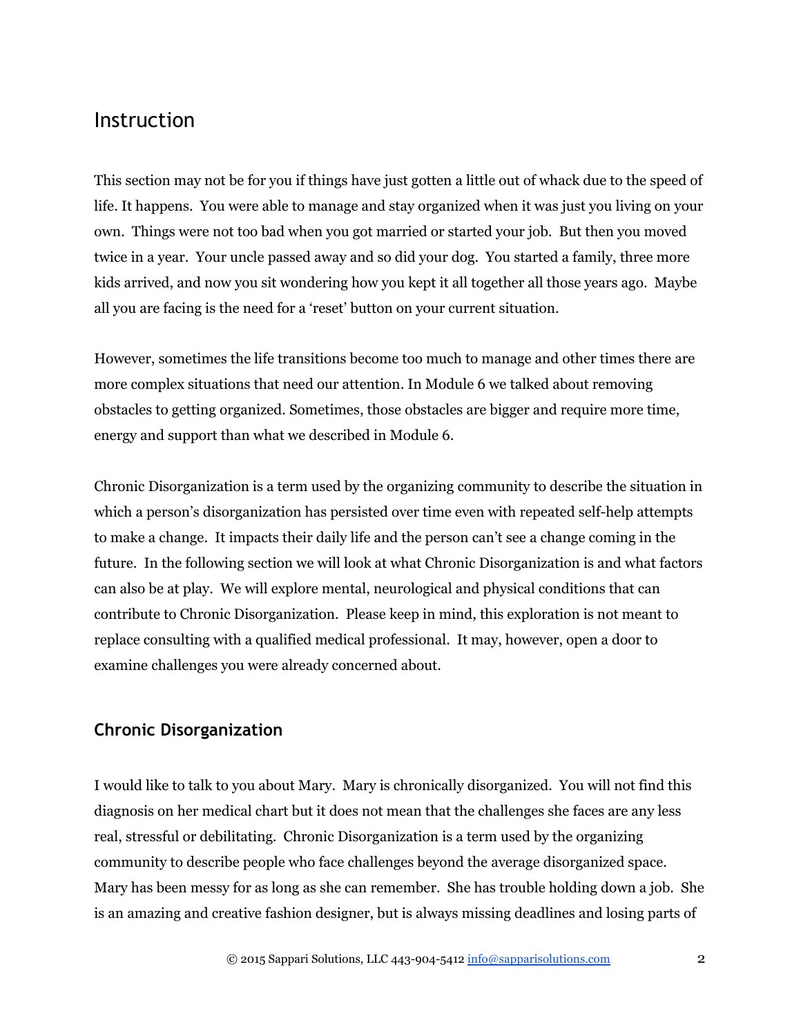## Instruction

This section may not be for you if things have just gotten a little out of whack due to the speed of life. It happens. You were able to manage and stay organized when it was just you living on your own. Things were not too bad when you got married or started your job. But then you moved twice in a year. Your uncle passed away and so did your dog. You started a family, three more kids arrived, and now you sit wondering how you kept it all together all those years ago. Maybe all you are facing is the need for a 'reset' button on your current situation.

However, sometimes the life transitions become too much to manage and other times there are more complex situations that need our attention. In Module 6 we talked about removing obstacles to getting organized. Sometimes, those obstacles are bigger and require more time, energy and support than what we described in Module 6.

Chronic Disorganization is a term used by the organizing community to describe the situation in which a person's disorganization has persisted over time even with repeated self-help attempts to make a change. It impacts their daily life and the person can't see a change coming in the future. In the following section we will look at what Chronic Disorganization is and what factors can also be at play. We will explore mental, neurological and physical conditions that can contribute to Chronic Disorganization. Please keep in mind, this exploration is not meant to replace consulting with a qualified medical professional. It may, however, open a door to examine challenges you were already concerned about.

### Chronic Disorganization

I would like to talk to you about Mary. Mary is chronically disorganized. You will not find this diagnosis on her medical chart but it does not mean that the challenges she faces are any less real, stressful or debilitating. Chronic Disorganization is a term used by the organizing community to describe people who face challenges beyond the average disorganized space. Mary has been messy for as long as she can remember. She has trouble holding down a job. She is an amazing and creative fashion designer, but is always missing deadlines and losing parts of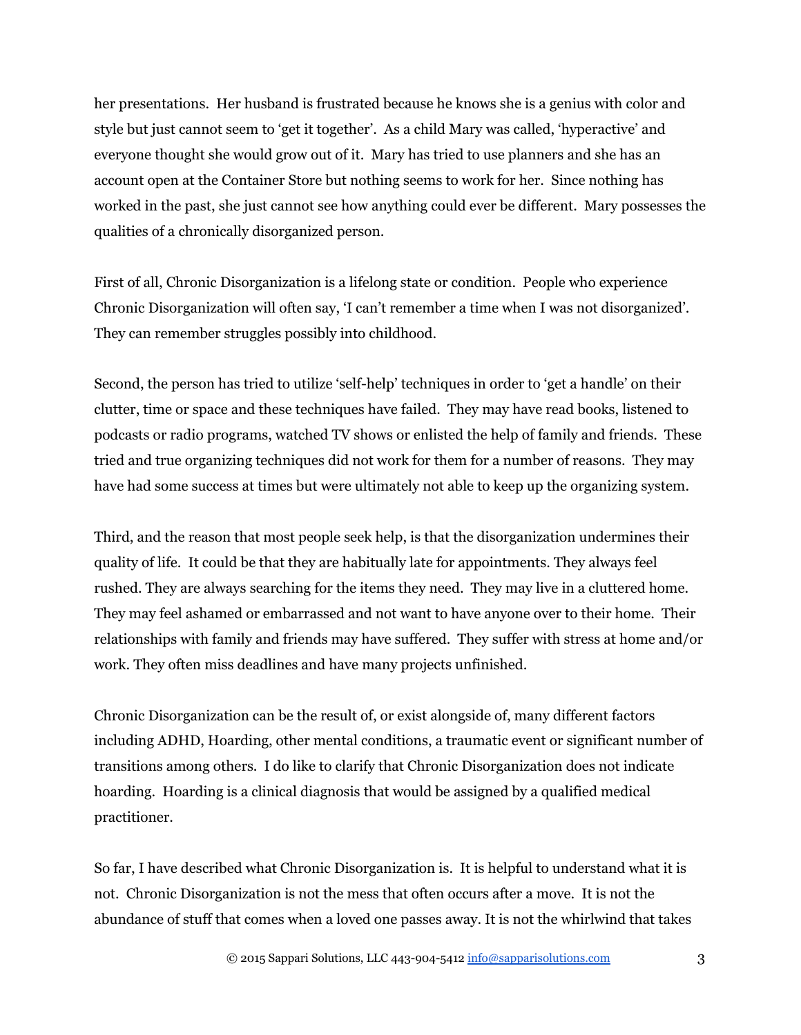her presentations.  Her husband is frustrated because he knows she is a genius with color and style but just cannot seem to 'get it together'.  As a child Mary was called, 'hyperactive' and everyone thought she would grow out of it.  Mary has tried to use planners and she has an account open at the Container Store but nothing seems to work for her.  Since nothing has worked in the past, she just cannot see how anything could ever be different.  Mary possesses the qualities of a chronically disorganized person.

First of all, Chronic Disorganization is a lifelong state or condition.  People who experience Chronic Disorganization will often say, 'I can't remember a time when I was not disorganized'. They can remember struggles possibly into childhood.

Second, the person has tried to utilize 'self-help' techniques in order to 'get a handle' on their clutter, time or space and these techniques have failed.  They may have read books, listened to podcasts or radio programs, watched TV shows or enlisted the help of family and friends.  These tried and true organizing techniques did not work for them for a number of reasons.  They may have had some success at times but were ultimately not able to keep up the organizing system.

Third, and the reason that most people seek help, is that the disorganization undermines their quality of life.  It could be that they are habitually late for appointments. They always feel rushed. They are always searching for the items they need.  They may live in a cluttered home. They may feel ashamed or embarrassed and not want to have anyone over to their home.  Their relationships with family and friends may have suffered.  They suffer with stress at home and/or work. They often miss deadlines and have many projects unfinished.

Chronic Disorganization can be the result of, or exist alongside of, many different factors including ADHD, Hoarding, other mental conditions, a traumatic event or significant number of transitions among others.  I do like to clarify that Chronic Disorganization does not indicate hoarding.  Hoarding is a clinical diagnosis that would be assigned by a qualified medical practitioner.

So far, I have described what Chronic Disorganization is.  It is helpful to understand what it is not.  Chronic Disorganization is not the mess that often occurs after a move.  It is not the abundance of stuff that comes when a loved one passes away. It is not the whirlwind that takes

© 2015 Sappari Solutions, LLC 443-904-5412 info@sapparisolutions.com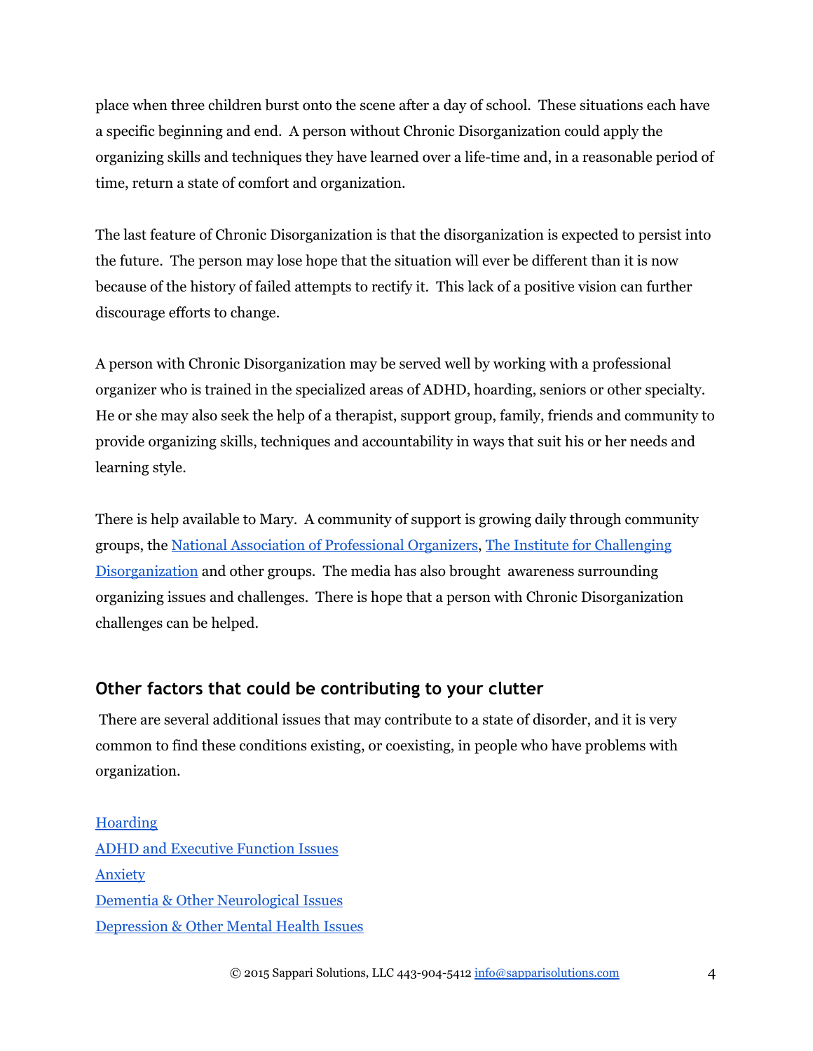place when three children burst onto the scene after a day of school. These situations each have a specific beginning and end. A person without Chronic Disorganization could apply the organizing skills and techniques they have learned over a life-time and, in a reasonable period of time, return a state of comfort and organization.

The last feature of Chronic Disorganization is that the disorganization is expected to persist into the future. The person may lose hope that the situation will ever be different than it is now because of the history of failed attempts to rectify it. This lack of a positive vision can further discourage efforts to change.

A person with Chronic Disorganization may be served well by working with a professional organizer who is trained in the specialized areas of ADHD, hoarding, seniors or other specialty. He or she may also seek the help of a therapist, support group, family, friends and community to provide organizing skills, techniques and accountability in ways that suit his or her needs and learning style.

There is help available to Mary. A community of support is growing daily through community groups, the National Association of Professional Organizers, The Institute for Challenging Disorganization and other groups. The media has also brought awareness surrounding organizing issues and challenges. There is hope that a person with Chronic Disorganization challenges can be helped.

### Other factors that could be contributing to your clutter

There are several additional issues that may contribute to a state of disorder, and it is very common to find these conditions existing, or coexisting, in people who have problems with organization.

Hoarding
ADHD and Executive Function Issues
Anxiety
Dementia & Other Neurological Issues
Depression & Other Mental Health Issues

© 2015 Sappari Solutions, LLC 443-904-5412 info@sapparisolutions.com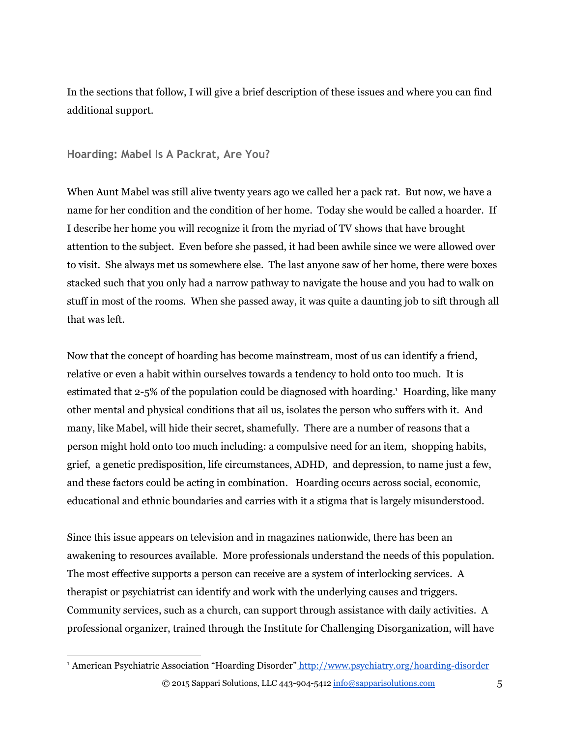In the sections that follow, I will give a brief description of these issues and where you can find additional support.

### Hoarding: Mabel Is A Packrat, Are You?

When Aunt Mabel was still alive twenty years ago we called her a pack rat. But now, we have a name for her condition and the condition of her home. Today she would be called a hoarder. If I describe her home you will recognize it from the myriad of TV shows that have brought attention to the subject. Even before she passed, it had been awhile since we were allowed over to visit. She always met us somewhere else. The last anyone saw of her home, there were boxes stacked such that you only had a narrow pathway to navigate the house and you had to walk on stuff in most of the rooms. When she passed away, it was quite a daunting job to sift through all that was left.

Now that the concept of hoarding has become mainstream, most of us can identify a friend, relative or even a habit within ourselves towards a tendency to hold onto too much. It is estimated that 2-5% of the population could be diagnosed with hoarding.[1] Hoarding, like many other mental and physical conditions that ail us, isolates the person who suffers with it. And many, like Mabel, will hide their secret, shamefully. There are a number of reasons that a person might hold onto too much including: a compulsive need for an item, shopping habits, grief, a genetic predisposition, life circumstances, ADHD, and depression, to name just a few, and these factors could be acting in combination. Hoarding occurs across social, economic, educational and ethnic boundaries and carries with it a stigma that is largely misunderstood.

Since this issue appears on television and in magazines nationwide, there has been an awakening to resources available. More professionals understand the needs of this population. The most effective supports a person can receive are a system of interlocking services. A therapist or psychiatrist can identify and work with the underlying causes and triggers. Community services, such as a church, can support through assistance with daily activities. A professional organizer, trained through the Institute for Challenging Disorganization, will have

[1] American Psychiatric Association "Hoarding Disorder" http://www.psychiatry.org/hoarding-disorder

© 2015 Sappari Solutions, LLC 443-904-5412 info@sapparisolutions.com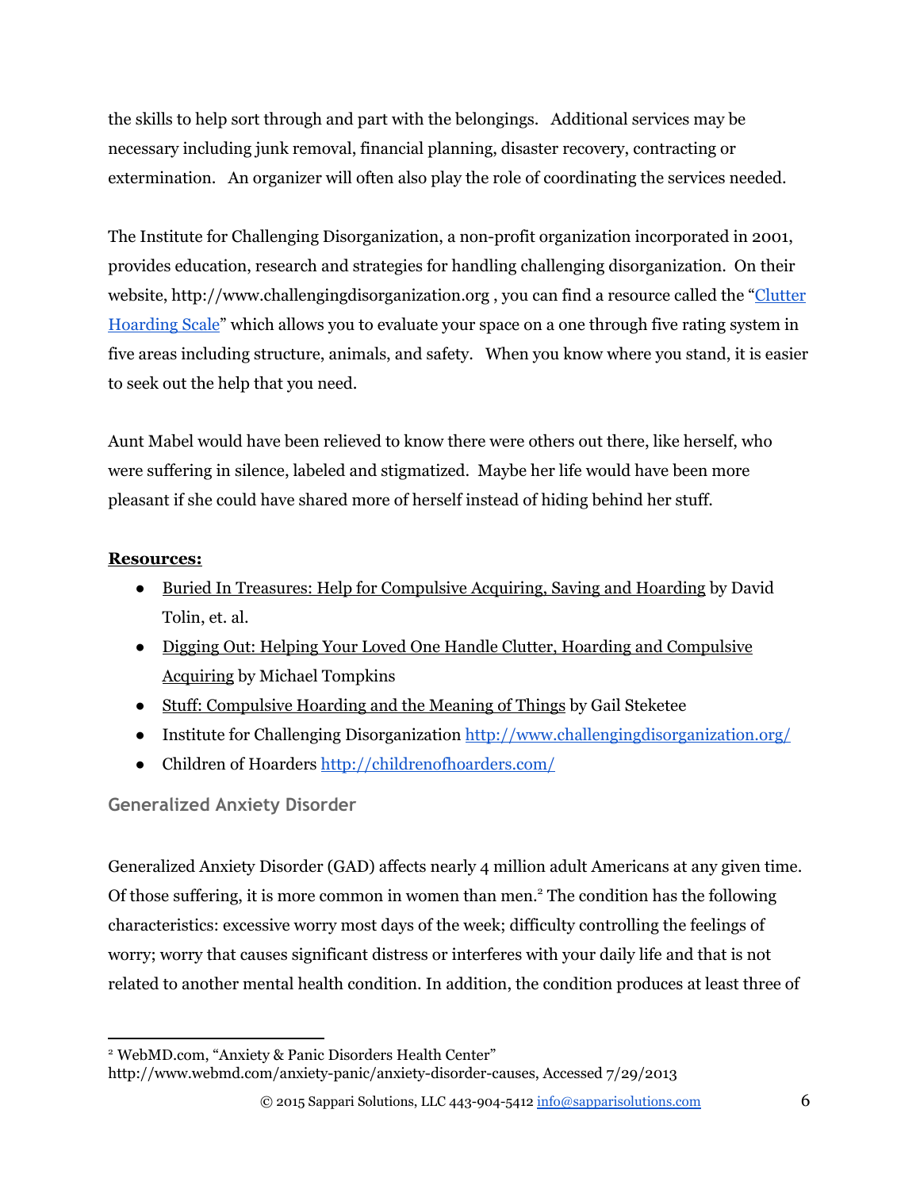the skills to help sort through and part with the belongings. Additional services may be necessary including junk removal, financial planning, disaster recovery, contracting or extermination. An organizer will often also play the role of coordinating the services needed.

The Institute for Challenging Disorganization, a non-profit organization incorporated in 2001, provides education, research and strategies for handling challenging disorganization. On their website, http://www.challengingdisorganization.org , you can find a resource called the "Clutter Hoarding Scale" which allows you to evaluate your space on a one through five rating system in five areas including structure, animals, and safety. When you know where you stand, it is easier to seek out the help that you need.

Aunt Mabel would have been relieved to know there were others out there, like herself, who were suffering in silence, labeled and stigmatized. Maybe her life would have been more pleasant if she could have shared more of herself instead of hiding behind her stuff.

**Resources:**

- Buried In Treasures: Help for Compulsive Acquiring, Saving and Hoarding by David Tolin, et. al.
- Digging Out: Helping Your Loved One Handle Clutter, Hoarding and Compulsive Acquiring by Michael Tompkins
- Stuff: Compulsive Hoarding and the Meaning of Things by Gail Steketee
- Institute for Challenging Disorganization http://www.challengingdisorganization.org/
- Children of Hoarders http://childrenofhoarders.com/

### Generalized Anxiety Disorder

Generalized Anxiety Disorder (GAD) affects nearly 4 million adult Americans at any given time. Of those suffering, it is more common in women than men.[2] The condition has the following characteristics: excessive worry most days of the week; difficulty controlling the feelings of worry; worry that causes significant distress or interferes with your daily life and that is not related to another mental health condition. In addition, the condition produces at least three of

---

[2] WebMD.com, "Anxiety & Panic Disorders Health Center" http://www.webmd.com/anxiety-panic/anxiety-disorder-causes, Accessed 7/29/2013

© 2015 Sappari Solutions, LLC 443-904-5412 info@sapparisolutions.com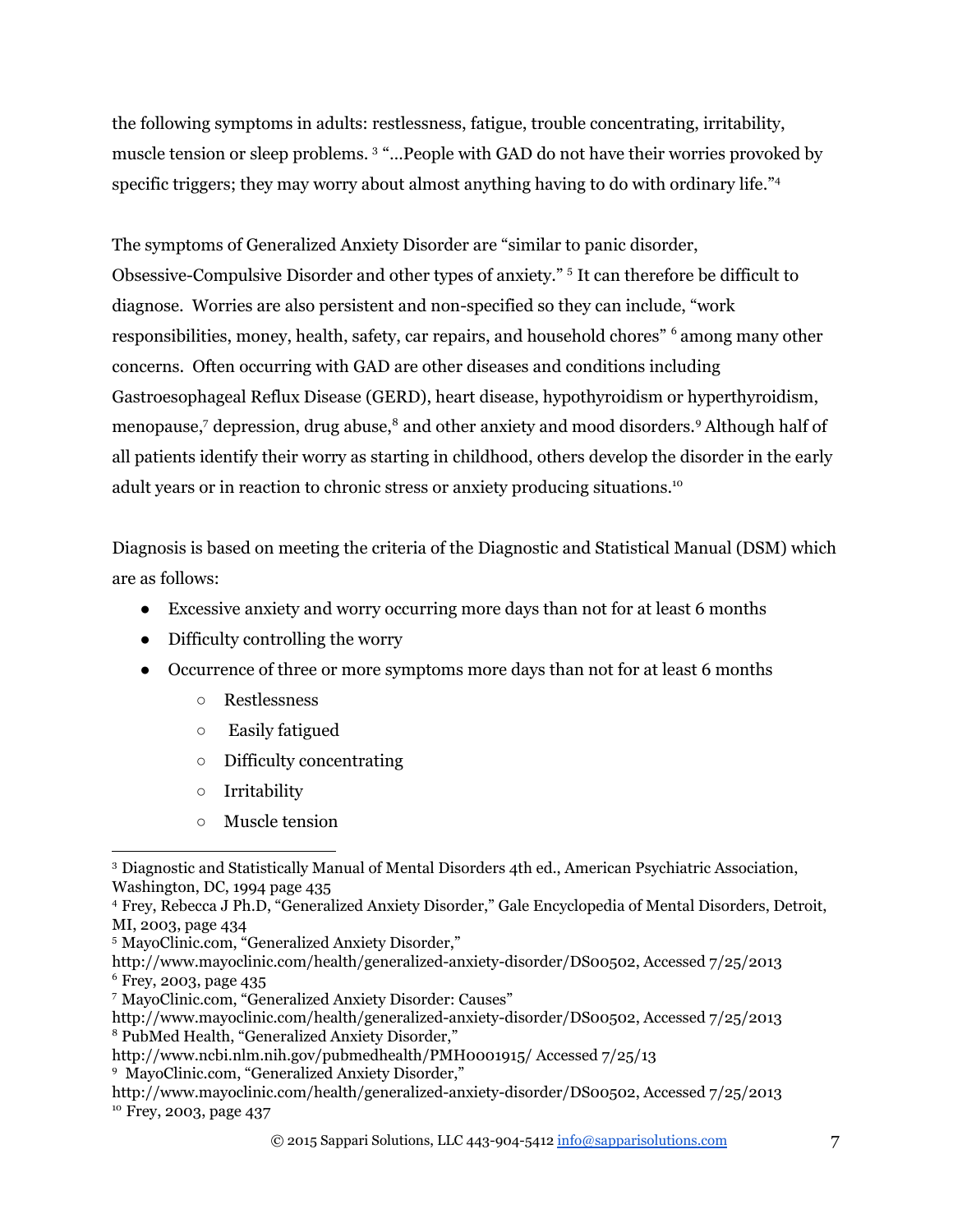the following symptoms in adults: restlessness, fatigue, trouble concentrating, irritability, muscle tension or sleep problems. [3] "...People with GAD do not have their worries provoked by specific triggers; they may worry about almost anything having to do with ordinary life."[4]

The symptoms of Generalized Anxiety Disorder are "similar to panic disorder, Obsessive-Compulsive Disorder and other types of anxiety." [5] It can therefore be difficult to diagnose. Worries are also persistent and non-specified so they can include, "work responsibilities, money, health, safety, car repairs, and household chores" [6] among many other concerns. Often occurring with GAD are other diseases and conditions including Gastroesophageal Reflux Disease (GERD), heart disease, hypothyroidism or hyperthyroidism, menopause,[7] depression, drug abuse,[8] and other anxiety and mood disorders.[9] Although half of all patients identify their worry as starting in childhood, others develop the disorder in the early adult years or in reaction to chronic stress or anxiety producing situations.[10]

Diagnosis is based on meeting the criteria of the Diagnostic and Statistical Manual (DSM) which are as follows:

- Excessive anxiety and worry occurring more days than not for at least 6 months
- Difficulty controlling the worry
- Occurrence of three or more symptoms more days than not for at least 6 months
  - Restlessness
  - Easily fatigued
  - Difficulty concentrating
  - Irritability
  - Muscle tension

---

[3] Diagnostic and Statistically Manual of Mental Disorders 4th ed., American Psychiatric Association, Washington, DC, 1994 page 435

[4] Frey, Rebecca J Ph.D, "Generalized Anxiety Disorder," Gale Encyclopedia of Mental Disorders, Detroit, MI, 2003, page 434

[5] MayoClinic.com, "Generalized Anxiety Disorder," http://www.mayoclinic.com/health/generalized-anxiety-disorder/DS00502, Accessed 7/25/2013

[6] Frey, 2003, page 435

[7] MayoClinic.com, "Generalized Anxiety Disorder: Causes" http://www.mayoclinic.com/health/generalized-anxiety-disorder/DS00502, Accessed 7/25/2013

[8] PubMed Health, "Generalized Anxiety Disorder," http://www.ncbi.nlm.nih.gov/pubmedhealth/PMH0001915/ Accessed 7/25/13

[9] MayoClinic.com, "Generalized Anxiety Disorder," http://www.mayoclinic.com/health/generalized-anxiety-disorder/DS00502, Accessed 7/25/2013

[10] Frey, 2003, page 437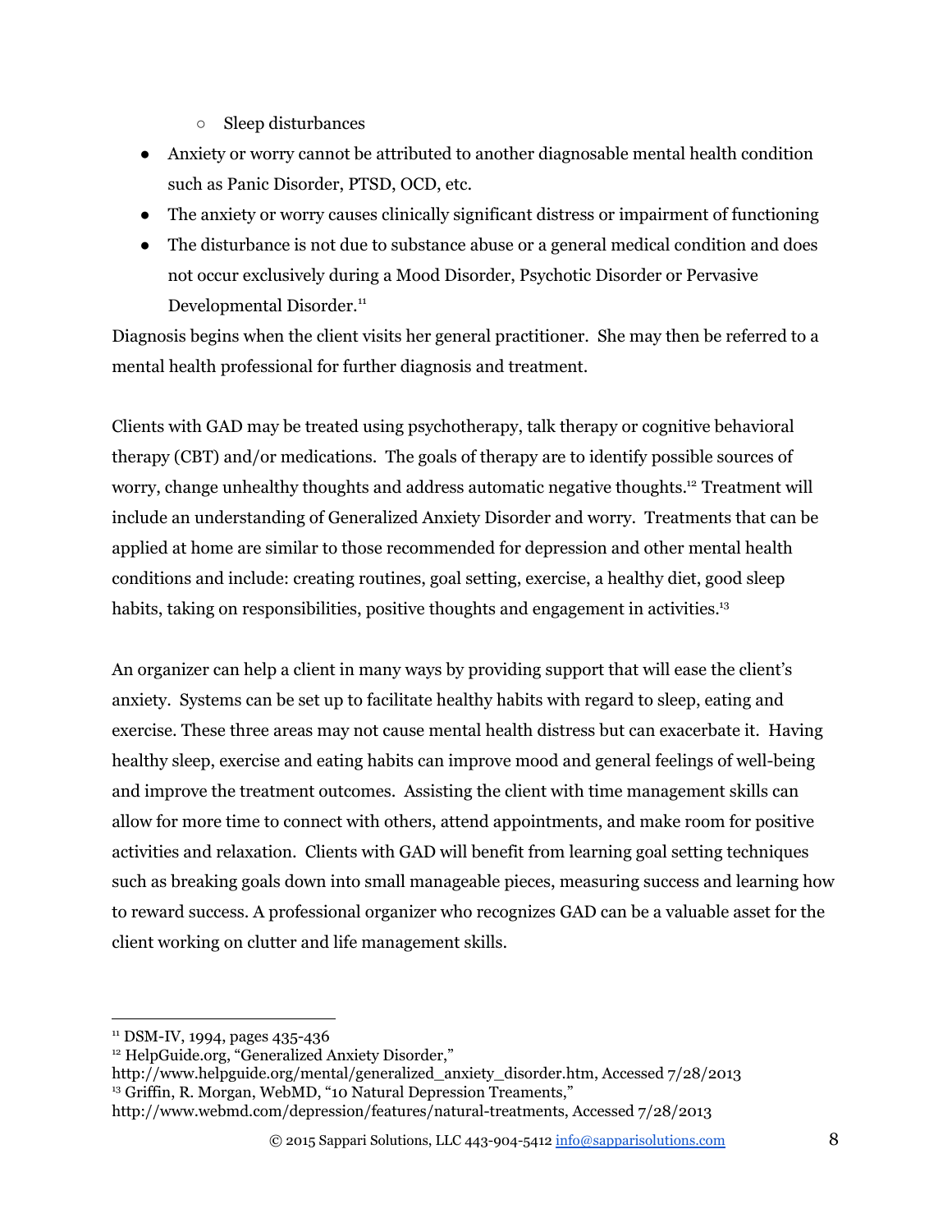- Sleep disturbances
- Anxiety or worry cannot be attributed to another diagnosable mental health condition such as Panic Disorder, PTSD, OCD, etc.
- The anxiety or worry causes clinically significant distress or impairment of functioning
- The disturbance is not due to substance abuse or a general medical condition and does not occur exclusively during a Mood Disorder, Psychotic Disorder or Pervasive Developmental Disorder.[11]

Diagnosis begins when the client visits her general practitioner. She may then be referred to a mental health professional for further diagnosis and treatment.

Clients with GAD may be treated using psychotherapy, talk therapy or cognitive behavioral therapy (CBT) and/or medications. The goals of therapy are to identify possible sources of worry, change unhealthy thoughts and address automatic negative thoughts.[12] Treatment will include an understanding of Generalized Anxiety Disorder and worry. Treatments that can be applied at home are similar to those recommended for depression and other mental health conditions and include: creating routines, goal setting, exercise, a healthy diet, good sleep habits, taking on responsibilities, positive thoughts and engagement in activities.[13]

An organizer can help a client in many ways by providing support that will ease the client's anxiety. Systems can be set up to facilitate healthy habits with regard to sleep, eating and exercise. These three areas may not cause mental health distress but can exacerbate it. Having healthy sleep, exercise and eating habits can improve mood and general feelings of well-being and improve the treatment outcomes. Assisting the client with time management skills can allow for more time to connect with others, attend appointments, and make room for positive activities and relaxation. Clients with GAD will benefit from learning goal setting techniques such as breaking goals down into small manageable pieces, measuring success and learning how to reward success. A professional organizer who recognizes GAD can be a valuable asset for the client working on clutter and life management skills.

---

[11] DSM-IV, 1994, pages 435-436

[12] HelpGuide.org, "Generalized Anxiety Disorder," http://www.helpguide.org/mental/generalized_anxiety_disorder.htm, Accessed 7/28/2013

[13] Griffin, R. Morgan, WebMD, "10 Natural Depression Treaments," http://www.webmd.com/depression/features/natural-treatments, Accessed 7/28/2013

© 2015 Sappari Solutions, LLC 443-904-5412 info@sapparisolutions.com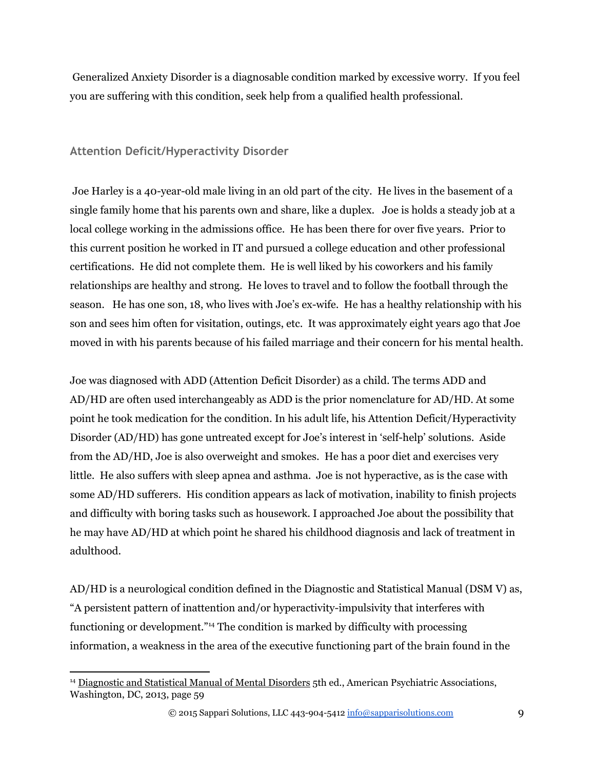Generalized Anxiety Disorder is a diagnosable condition marked by excessive worry. If you feel you are suffering with this condition, seek help from a qualified health professional.

## Attention Deficit/Hyperactivity Disorder

Joe Harley is a 40-year-old male living in an old part of the city. He lives in the basement of a single family home that his parents own and share, like a duplex. Joe is holds a steady job at a local college working in the admissions office. He has been there for over five years. Prior to this current position he worked in IT and pursued a college education and other professional certifications. He did not complete them. He is well liked by his coworkers and his family relationships are healthy and strong. He loves to travel and to follow the football through the season. He has one son, 18, who lives with Joe's ex-wife. He has a healthy relationship with his son and sees him often for visitation, outings, etc. It was approximately eight years ago that Joe moved in with his parents because of his failed marriage and their concern for his mental health.

Joe was diagnosed with ADD (Attention Deficit Disorder) as a child. The terms ADD and AD/HD are often used interchangeably as ADD is the prior nomenclature for AD/HD. At some point he took medication for the condition. In his adult life, his Attention Deficit/Hyperactivity Disorder (AD/HD) has gone untreated except for Joe's interest in 'self-help' solutions. Aside from the AD/HD, Joe is also overweight and smokes. He has a poor diet and exercises very little. He also suffers with sleep apnea and asthma. Joe is not hyperactive, as is the case with some AD/HD sufferers. His condition appears as lack of motivation, inability to finish projects and difficulty with boring tasks such as housework. I approached Joe about the possibility that he may have AD/HD at which point he shared his childhood diagnosis and lack of treatment in adulthood.

AD/HD is a neurological condition defined in the Diagnostic and Statistical Manual (DSM V) as, "A persistent pattern of inattention and/or hyperactivity-impulsivity that interferes with functioning or development."[14] The condition is marked by difficulty with processing information, a weakness in the area of the executive functioning part of the brain found in the

[14] Diagnostic and Statistical Manual of Mental Disorders 5th ed., American Psychiatric Associations, Washington, DC, 2013, page 59

© 2015 Sappari Solutions, LLC 443-904-5412 info@sapparisolutions.com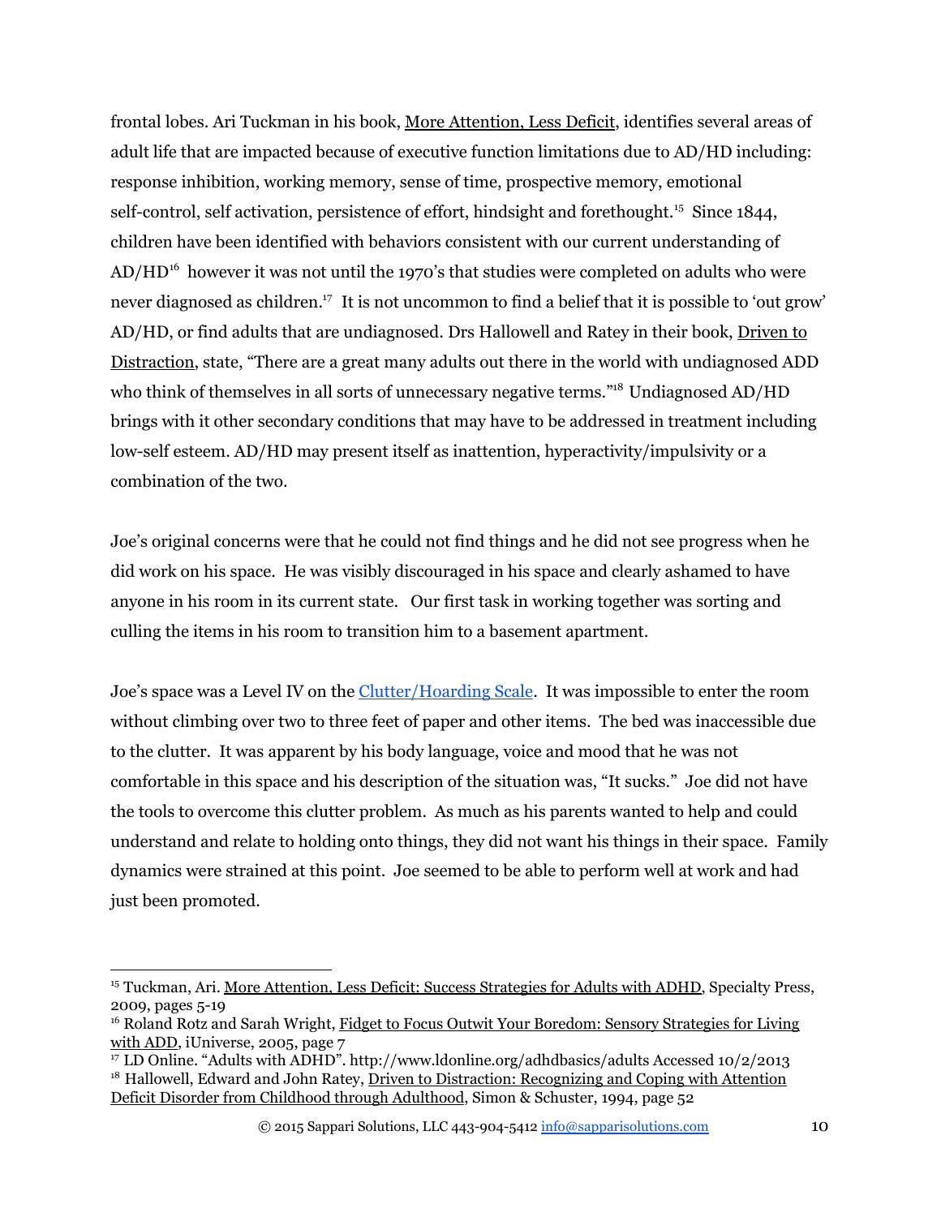frontal lobes. Ari Tuckman in his book, More Attention, Less Deficit, identifies several areas of adult life that are impacted because of executive function limitations due to AD/HD including: response inhibition, working memory, sense of time, prospective memory, emotional self-control, self activation, persistence of effort, hindsight and forethought.[15] Since 1844, children have been identified with behaviors consistent with our current understanding of AD/HD[16] however it was not until the 1970's that studies were completed on adults who were never diagnosed as children.[17] It is not uncommon to find a belief that it is possible to 'out grow' AD/HD, or find adults that are undiagnosed. Drs Hallowell and Ratey in their book, Driven to Distraction, state, "There are a great many adults out there in the world with undiagnosed ADD who think of themselves in all sorts of unnecessary negative terms."[18] Undiagnosed AD/HD brings with it other secondary conditions that may have to be addressed in treatment including low-self esteem. AD/HD may present itself as inattention, hyperactivity/impulsivity or a combination of the two.

Joe's original concerns were that he could not find things and he did not see progress when he did work on his space. He was visibly discouraged in his space and clearly ashamed to have anyone in his room in its current state. Our first task in working together was sorting and culling the items in his room to transition him to a basement apartment.

Joe's space was a Level IV on the Clutter/Hoarding Scale. It was impossible to enter the room without climbing over two to three feet of paper and other items. The bed was inaccessible due to the clutter. It was apparent by his body language, voice and mood that he was not comfortable in this space and his description of the situation was, "It sucks." Joe did not have the tools to overcome this clutter problem. As much as his parents wanted to help and could understand and relate to holding onto things, they did not want his things in their space. Family dynamics were strained at this point. Joe seemed to be able to perform well at work and had just been promoted.

---

[15] Tuckman, Ari. More Attention, Less Deficit: Success Strategies for Adults with ADHD, Specialty Press, 2009, pages 5-19

[16] Roland Rotz and Sarah Wright, Fidget to Focus Outwit Your Boredom: Sensory Strategies for Living with ADD, iUniverse, 2005, page 7

[17] LD Online. "Adults with ADHD". http://www.ldonline.org/adhdbasics/adults Accessed 10/2/2013

[18] Hallowell, Edward and John Ratey, Driven to Distraction: Recognizing and Coping with Attention Deficit Disorder from Childhood through Adulthood, Simon & Schuster, 1994, page 52

© 2015 Sappari Solutions, LLC 443-904-5412 info@sapparisolutions.com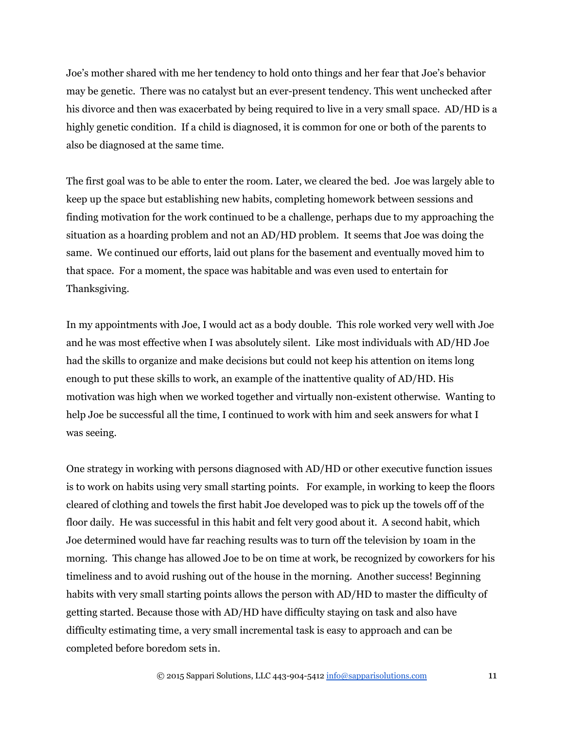Joe's mother shared with me her tendency to hold onto things and her fear that Joe's behavior may be genetic. There was no catalyst but an ever-present tendency. This went unchecked after his divorce and then was exacerbated by being required to live in a very small space. AD/HD is a highly genetic condition. If a child is diagnosed, it is common for one or both of the parents to also be diagnosed at the same time.

The first goal was to be able to enter the room. Later, we cleared the bed. Joe was largely able to keep up the space but establishing new habits, completing homework between sessions and finding motivation for the work continued to be a challenge, perhaps due to my approaching the situation as a hoarding problem and not an AD/HD problem. It seems that Joe was doing the same. We continued our efforts, laid out plans for the basement and eventually moved him to that space. For a moment, the space was habitable and was even used to entertain for Thanksgiving.

In my appointments with Joe, I would act as a body double. This role worked very well with Joe and he was most effective when I was absolutely silent. Like most individuals with AD/HD Joe had the skills to organize and make decisions but could not keep his attention on items long enough to put these skills to work, an example of the inattentive quality of AD/HD. His motivation was high when we worked together and virtually non-existent otherwise. Wanting to help Joe be successful all the time, I continued to work with him and seek answers for what I was seeing.

One strategy in working with persons diagnosed with AD/HD or other executive function issues is to work on habits using very small starting points. For example, in working to keep the floors cleared of clothing and towels the first habit Joe developed was to pick up the towels off of the floor daily. He was successful in this habit and felt very good about it. A second habit, which Joe determined would have far reaching results was to turn off the television by 10am in the morning. This change has allowed Joe to be on time at work, be recognized by coworkers for his timeliness and to avoid rushing out of the house in the morning. Another success! Beginning habits with very small starting points allows the person with AD/HD to master the difficulty of getting started. Because those with AD/HD have difficulty staying on task and also have difficulty estimating time, a very small incremental task is easy to approach and can be completed before boredom sets in.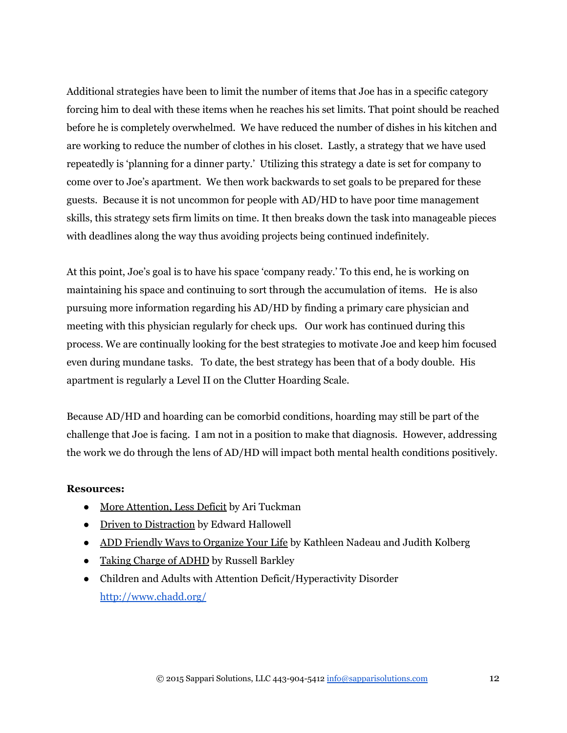Additional strategies have been to limit the number of items that Joe has in a specific category forcing him to deal with these items when he reaches his set limits. That point should be reached before he is completely overwhelmed. We have reduced the number of dishes in his kitchen and are working to reduce the number of clothes in his closet. Lastly, a strategy that we have used repeatedly is 'planning for a dinner party.' Utilizing this strategy a date is set for company to come over to Joe's apartment. We then work backwards to set goals to be prepared for these guests. Because it is not uncommon for people with AD/HD to have poor time management skills, this strategy sets firm limits on time. It then breaks down the task into manageable pieces with deadlines along the way thus avoiding projects being continued indefinitely.

At this point, Joe's goal is to have his space 'company ready.' To this end, he is working on maintaining his space and continuing to sort through the accumulation of items. He is also pursuing more information regarding his AD/HD by finding a primary care physician and meeting with this physician regularly for check ups. Our work has continued during this process. We are continually looking for the best strategies to motivate Joe and keep him focused even during mundane tasks. To date, the best strategy has been that of a body double. His apartment is regularly a Level II on the Clutter Hoarding Scale.

Because AD/HD and hoarding can be comorbid conditions, hoarding may still be part of the challenge that Joe is facing. I am not in a position to make that diagnosis. However, addressing the work we do through the lens of AD/HD will impact both mental health conditions positively.

**Resources:**

- More Attention, Less Deficit by Ari Tuckman
- Driven to Distraction by Edward Hallowell
- ADD Friendly Ways to Organize Your Life by Kathleen Nadeau and Judith Kolberg
- Taking Charge of ADHD by Russell Barkley
- Children and Adults with Attention Deficit/Hyperactivity Disorder http://www.chadd.org/

© 2015 Sappari Solutions, LLC 443-904-5412 info@sapparisolutions.com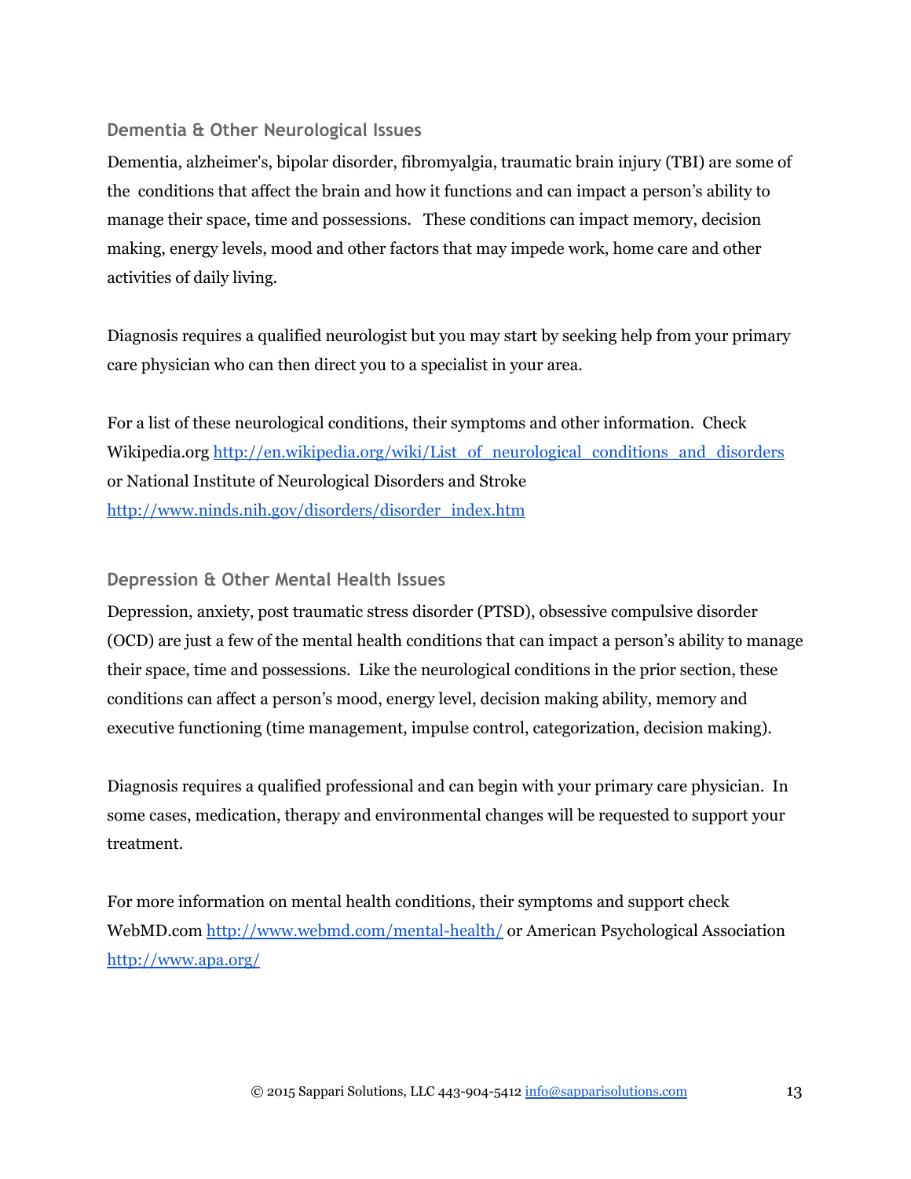### Dementia & Other Neurological Issues

Dementia, alzheimer's, bipolar disorder, fibromyalgia, traumatic brain injury (TBI) are some of the conditions that affect the brain and how it functions and can impact a person's ability to manage their space, time and possessions. These conditions can impact memory, decision making, energy levels, mood and other factors that may impede work, home care and other activities of daily living.

Diagnosis requires a qualified neurologist but you may start by seeking help from your primary care physician who can then direct you to a specialist in your area.

For a list of these neurological conditions, their symptoms and other information. Check Wikipedia.org http://en.wikipedia.org/wiki/List_of_neurological_conditions_and_disorders or National Institute of Neurological Disorders and Stroke http://www.ninds.nih.gov/disorders/disorder_index.htm

### Depression & Other Mental Health Issues

Depression, anxiety, post traumatic stress disorder (PTSD), obsessive compulsive disorder (OCD) are just a few of the mental health conditions that can impact a person's ability to manage their space, time and possessions. Like the neurological conditions in the prior section, these conditions can affect a person's mood, energy level, decision making ability, memory and executive functioning (time management, impulse control, categorization, decision making).

Diagnosis requires a qualified professional and can begin with your primary care physician. In some cases, medication, therapy and environmental changes will be requested to support your treatment.

For more information on mental health conditions, their symptoms and support check WebMD.com http://www.webmd.com/mental-health/ or American Psychological Association http://www.apa.org/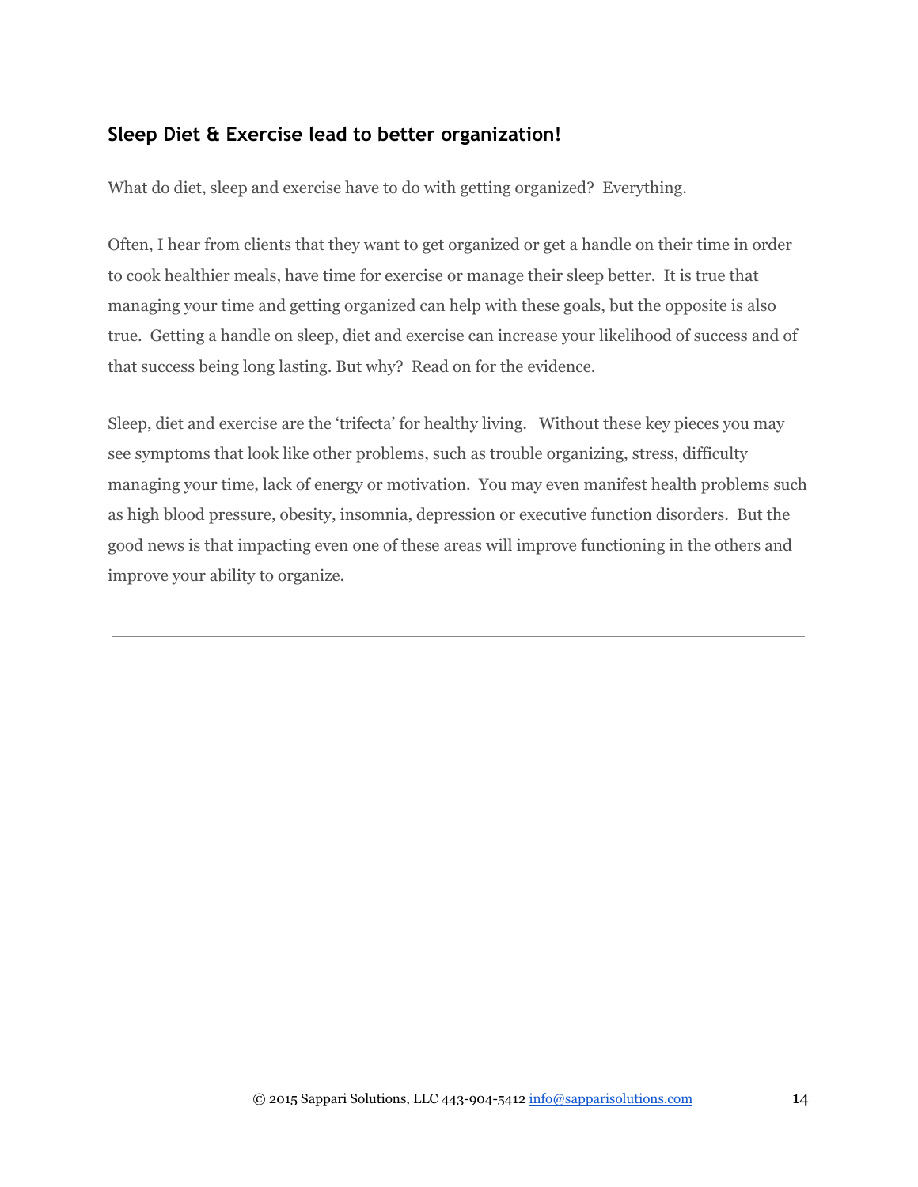## Sleep Diet & Exercise lead to better organization!

What do diet, sleep and exercise have to do with getting organized? Everything.

Often, I hear from clients that they want to get organized or get a handle on their time in order to cook healthier meals, have time for exercise or manage their sleep better. It is true that managing your time and getting organized can help with these goals, but the opposite is also true. Getting a handle on sleep, diet and exercise can increase your likelihood of success and of that success being long lasting. But why? Read on for the evidence.

Sleep, diet and exercise are the 'trifecta' for healthy living. Without these key pieces you may see symptoms that look like other problems, such as trouble organizing, stress, difficulty managing your time, lack of energy or motivation. You may even manifest health problems such as high blood pressure, obesity, insomnia, depression or executive function disorders. But the good news is that impacting even one of these areas will improve functioning in the others and improve your ability to organize.

---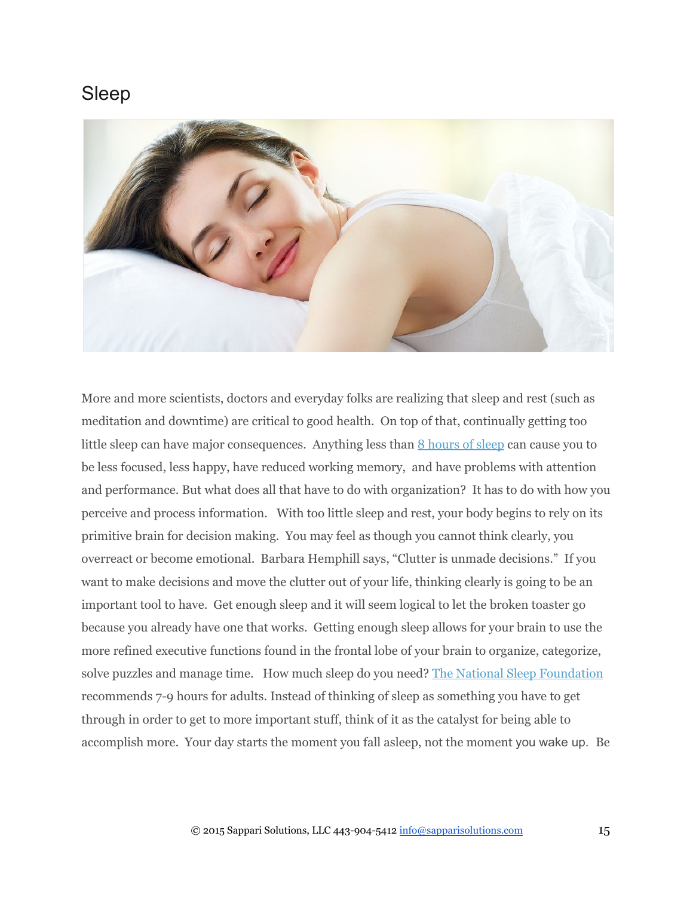# Sleep

More and more scientists, doctors and everyday folks are realizing that sleep and rest (such as meditation and downtime) are critical to good health. On top of that, continually getting too little sleep can have major consequences. Anything less than 8 hours of sleep can cause you to be less focused, less happy, have reduced working memory, and have problems with attention and performance. But what does all that have to do with organization? It has to do with how you perceive and process information. With too little sleep and rest, your body begins to rely on its primitive brain for decision making. You may feel as though you cannot think clearly, you overreact or become emotional. Barbara Hemphill says, "Clutter is unmade decisions." If you want to make decisions and move the clutter out of your life, thinking clearly is going to be an important tool to have. Get enough sleep and it will seem logical to let the broken toaster go because you already have one that works. Getting enough sleep allows for your brain to use the more refined executive functions found in the frontal lobe of your brain to organize, categorize, solve puzzles and manage time. How much sleep do you need? The National Sleep Foundation recommends 7-9 hours for adults. Instead of thinking of sleep as something you have to get through in order to get to more important stuff, think of it as the catalyst for being able to accomplish more. Your day starts the moment you fall asleep, not the moment you wake up. Be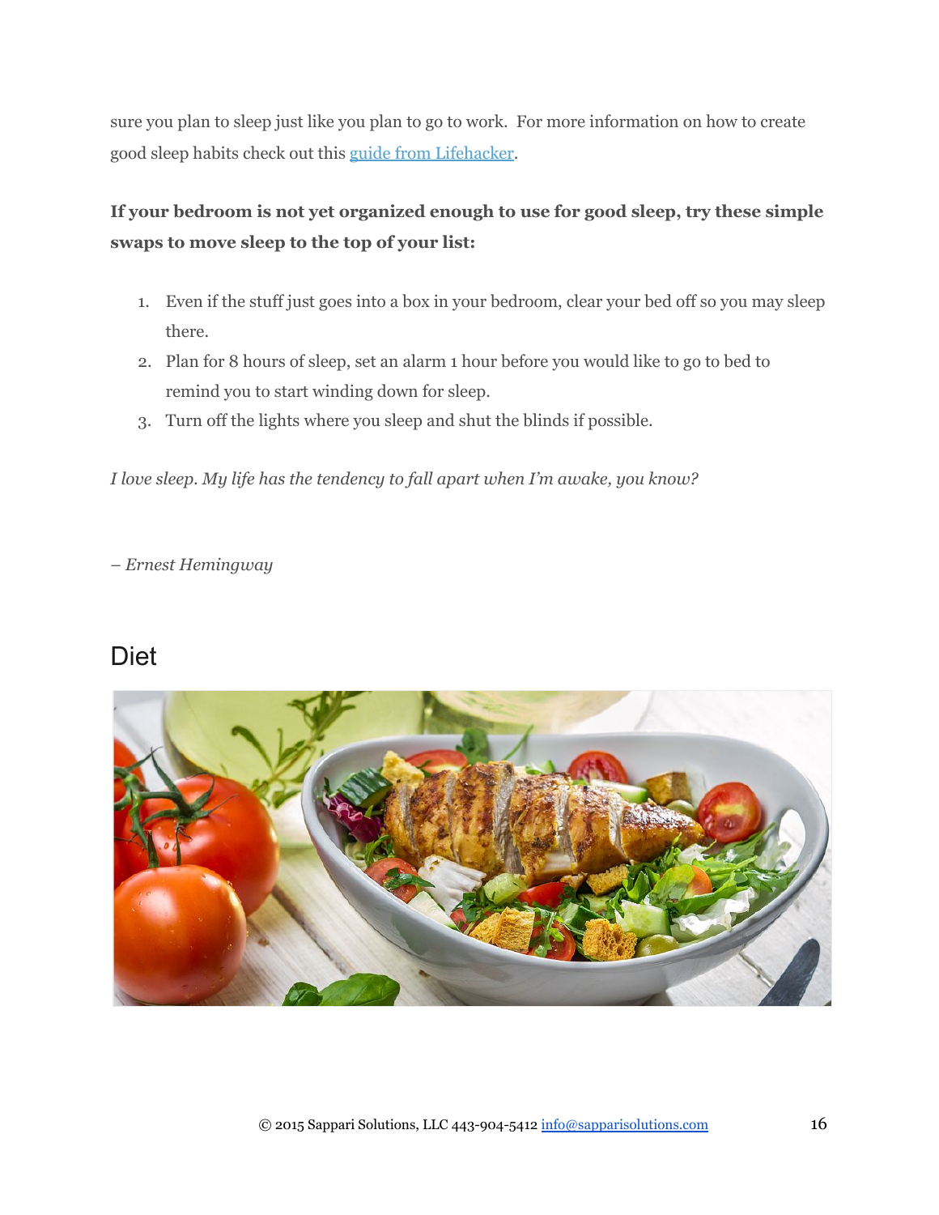sure you plan to sleep just like you plan to go to work.  For more information on how to create good sleep habits check out this [guide from Lifehacker](#).

**If your bedroom is not yet organized enough to use for good sleep, try these simple swaps to move sleep to the top of your list:**

1. Even if the stuff just goes into a box in your bedroom, clear your bed off so you may sleep there.
2. Plan for 8 hours of sleep, set an alarm 1 hour before you would like to go to bed to remind you to start winding down for sleep.
3. Turn off the lights where you sleep and shut the blinds if possible.

*I love sleep. My life has the tendency to fall apart when I'm awake, you know?*

*– Ernest Hemingway*

## Diet

© 2015 Sappari Solutions, LLC 443-904-5412 info@sapparisolutions.com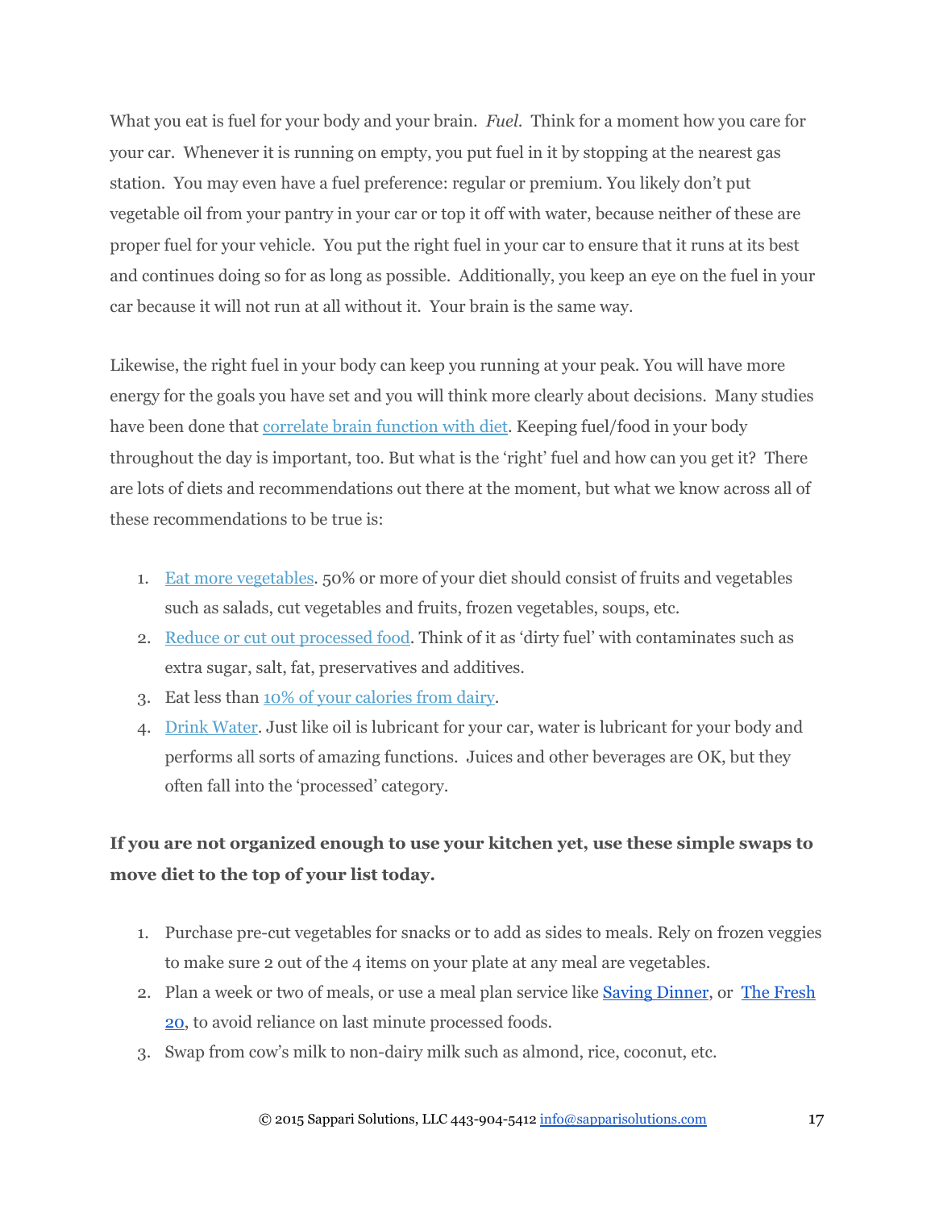What you eat is fuel for your body and your brain. *Fuel.* Think for a moment how you care for your car. Whenever it is running on empty, you put fuel in it by stopping at the nearest gas station. You may even have a fuel preference: regular or premium. You likely don't put vegetable oil from your pantry in your car or top it off with water, because neither of these are proper fuel for your vehicle. You put the right fuel in your car to ensure that it runs at its best and continues doing so for as long as possible. Additionally, you keep an eye on the fuel in your car because it will not run at all without it. Your brain is the same way.

Likewise, the right fuel in your body can keep you running at your peak. You will have more energy for the goals you have set and you will think more clearly about decisions. Many studies have been done that correlate brain function with diet. Keeping fuel/food in your body throughout the day is important, too. But what is the 'right' fuel and how can you get it? There are lots of diets and recommendations out there at the moment, but what we know across all of these recommendations to be true is:

1. Eat more vegetables. 50% or more of your diet should consist of fruits and vegetables such as salads, cut vegetables and fruits, frozen vegetables, soups, etc.
2. Reduce or cut out processed food. Think of it as 'dirty fuel' with contaminates such as extra sugar, salt, fat, preservatives and additives.
3. Eat less than 10% of your calories from dairy.
4. Drink Water. Just like oil is lubricant for your car, water is lubricant for your body and performs all sorts of amazing functions. Juices and other beverages are OK, but they often fall into the 'processed' category.

**If you are not organized enough to use your kitchen yet, use these simple swaps to move diet to the top of your list today.**

1. Purchase pre-cut vegetables for snacks or to add as sides to meals. Rely on frozen veggies to make sure 2 out of the 4 items on your plate at any meal are vegetables.
2. Plan a week or two of meals, or use a meal plan service like Saving Dinner, or The Fresh 20, to avoid reliance on last minute processed foods.
3. Swap from cow's milk to non-dairy milk such as almond, rice, coconut, etc.

© 2015 Sappari Solutions, LLC 443-904-5412 info@sapparisolutions.com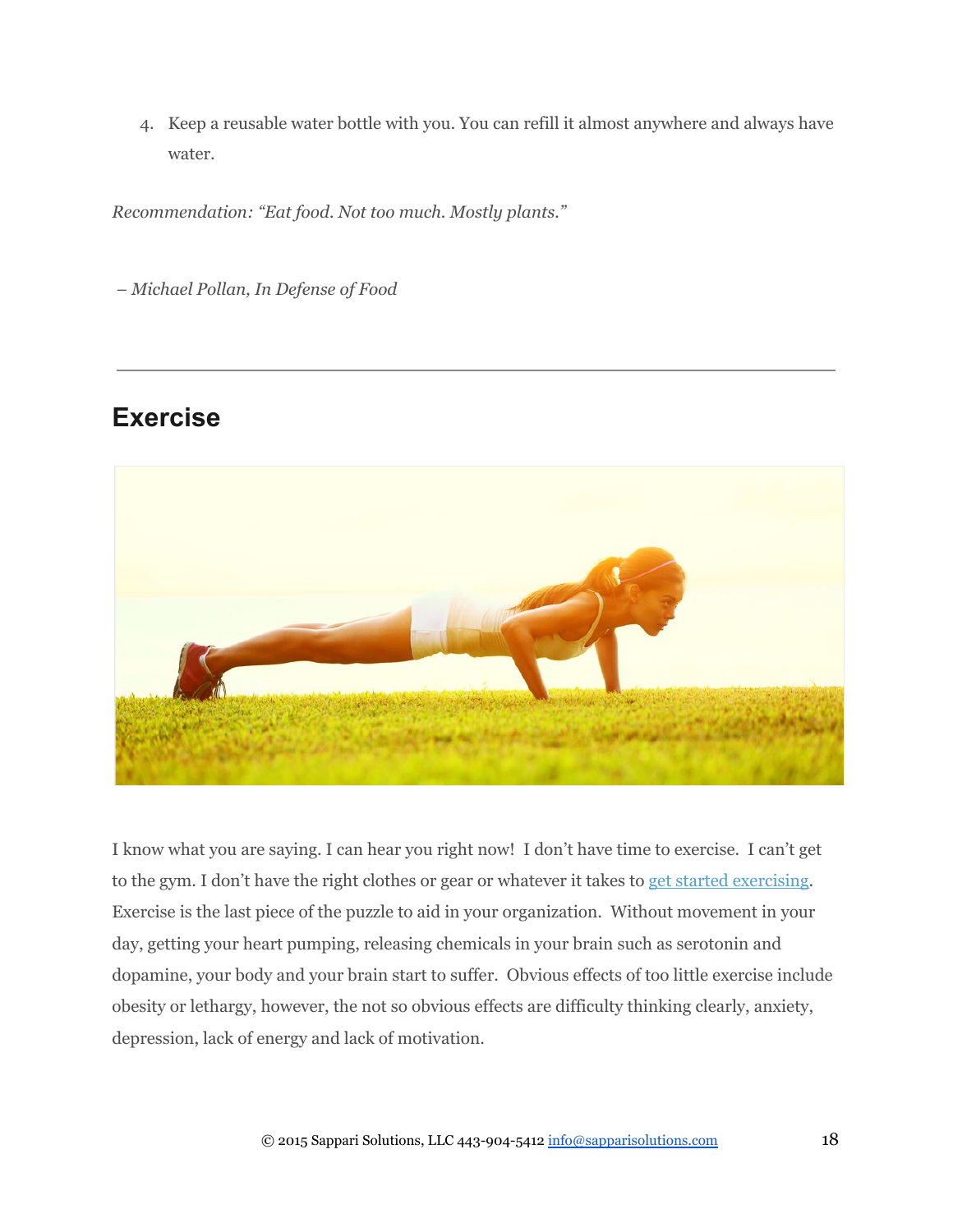4. Keep a reusable water bottle with you. You can refill it almost anywhere and always have water.

*Recommendation: "Eat food. Not too much. Mostly plants."*

*– Michael Pollan, In Defense of Food*

---

## Exercise

I know what you are saying. I can hear you right now! I don't have time to exercise. I can't get to the gym. I don't have the right clothes or gear or whatever it takes to get started exercising. Exercise is the last piece of the puzzle to aid in your organization. Without movement in your day, getting your heart pumping, releasing chemicals in your brain such as serotonin and dopamine, your body and your brain start to suffer. Obvious effects of too little exercise include obesity or lethargy, however, the not so obvious effects are difficulty thinking clearly, anxiety, depression, lack of energy and lack of motivation.

© 2015 Sappari Solutions, LLC 443-904-5412 info@sapparisolutions.com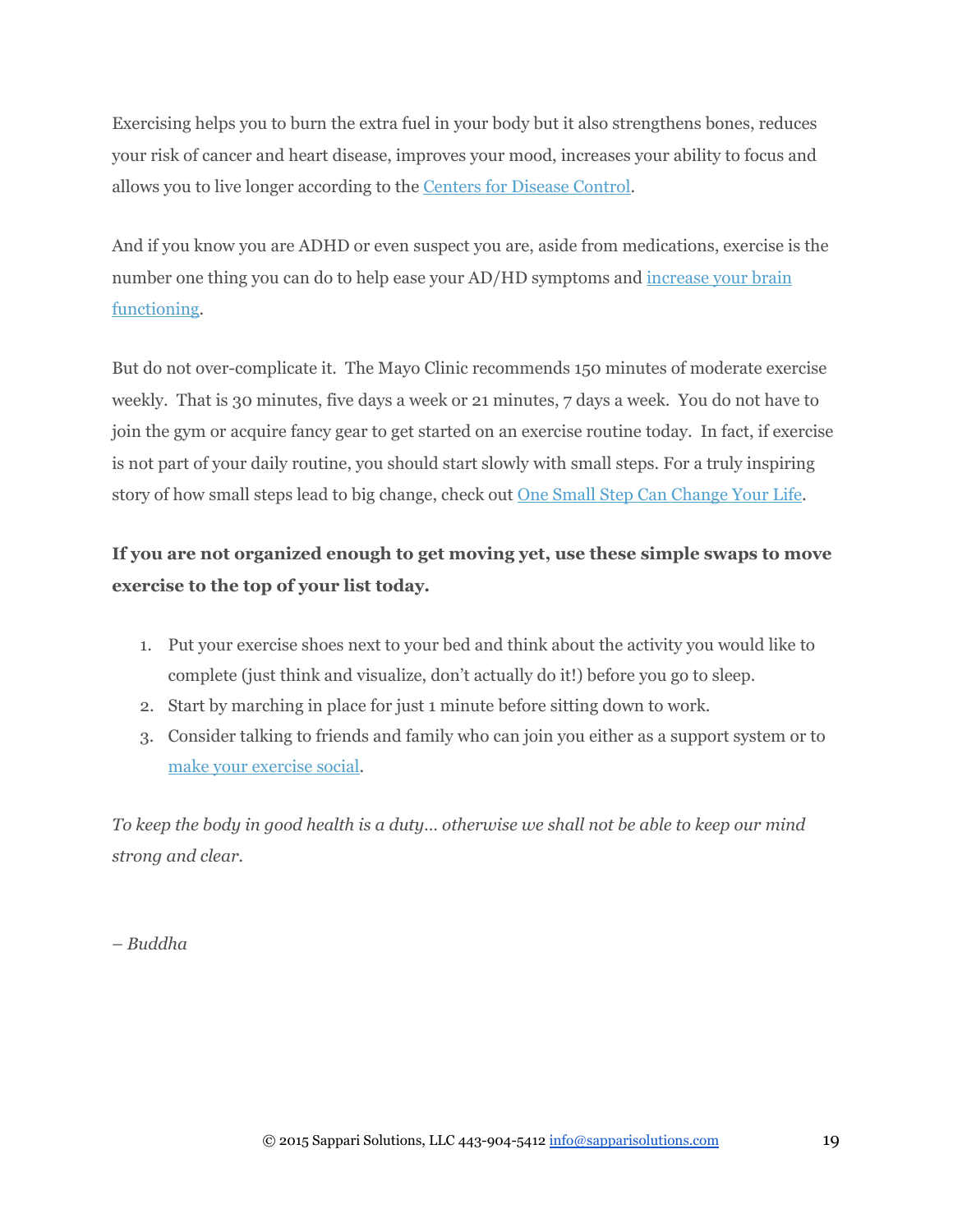Exercising helps you to burn the extra fuel in your body but it also strengthens bones, reduces your risk of cancer and heart disease, improves your mood, increases your ability to focus and allows you to live longer according to the [Centers for Disease Control](#).

And if you know you are ADHD or even suspect you are, aside from medications, exercise is the number one thing you can do to help ease your AD/HD symptoms and [increase your brain functioning](#).

But do not over-complicate it. The Mayo Clinic recommends 150 minutes of moderate exercise weekly. That is 30 minutes, five days a week or 21 minutes, 7 days a week. You do not have to join the gym or acquire fancy gear to get started on an exercise routine today. In fact, if exercise is not part of your daily routine, you should start slowly with small steps. For a truly inspiring story of how small steps lead to big change, check out [One Small Step Can Change Your Life](#).

**If you are not organized enough to get moving yet, use these simple swaps to move exercise to the top of your list today.**

1. Put your exercise shoes next to your bed and think about the activity you would like to complete (just think and visualize, don't actually do it!) before you go to sleep.
2. Start by marching in place for just 1 minute before sitting down to work.
3. Consider talking to friends and family who can join you either as a support system or to [make your exercise social](#).

*To keep the body in good health is a duty… otherwise we shall not be able to keep our mind strong and clear.*

*– Buddha*

© 2015 Sappari Solutions, LLC 443-904-5412 info@sapparisolutions.com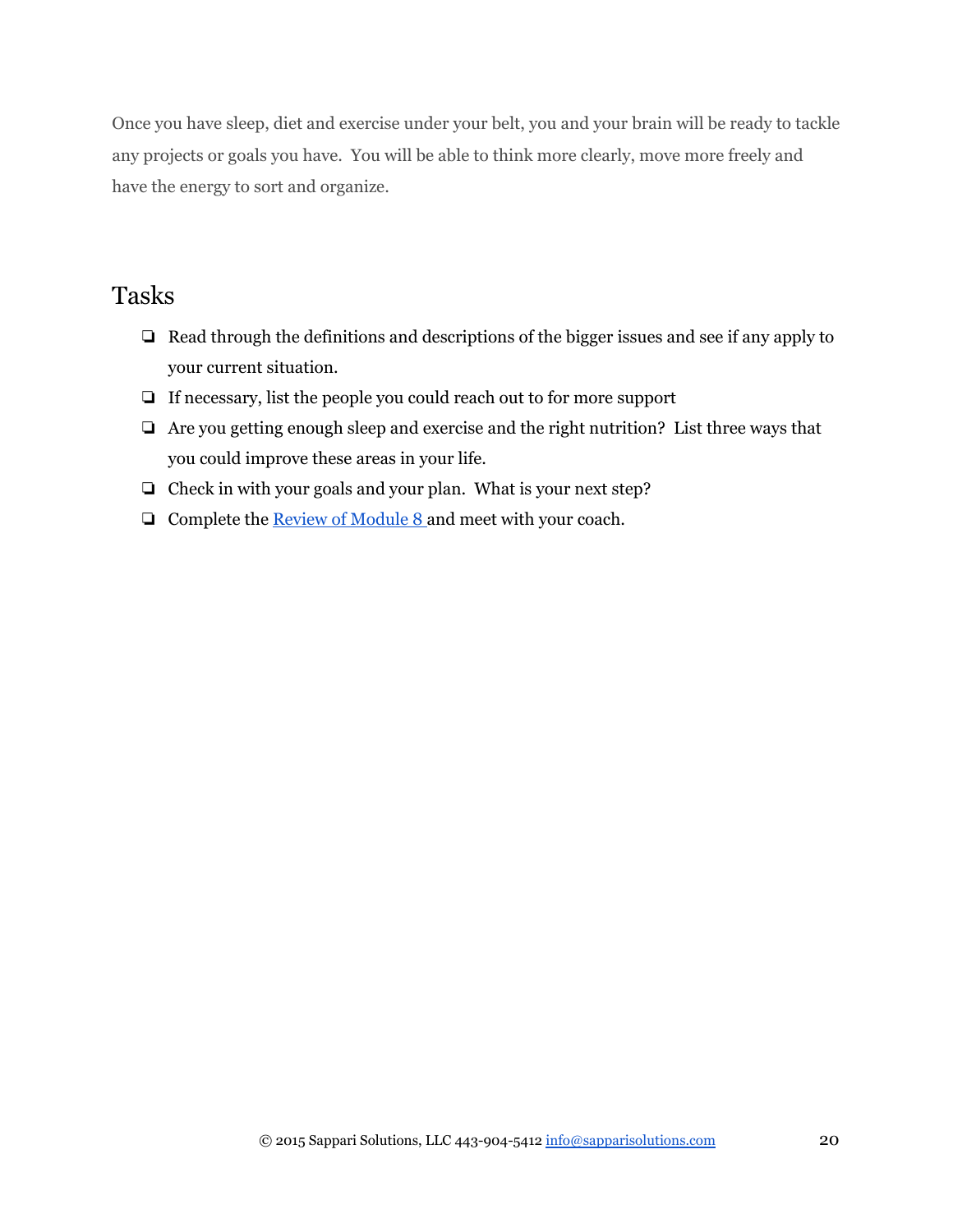Once you have sleep, diet and exercise under your belt, you and your brain will be ready to tackle any projects or goals you have. You will be able to think more clearly, move more freely and have the energy to sort and organize.

## Tasks

- ❏ Read through the definitions and descriptions of the bigger issues and see if any apply to your current situation.
- ❏ If necessary, list the people you could reach out to for more support
- ❏ Are you getting enough sleep and exercise and the right nutrition? List three ways that you could improve these areas in your life.
- ❏ Check in with your goals and your plan. What is your next step?
- ❏ Complete the Review of Module 8 and meet with your coach.